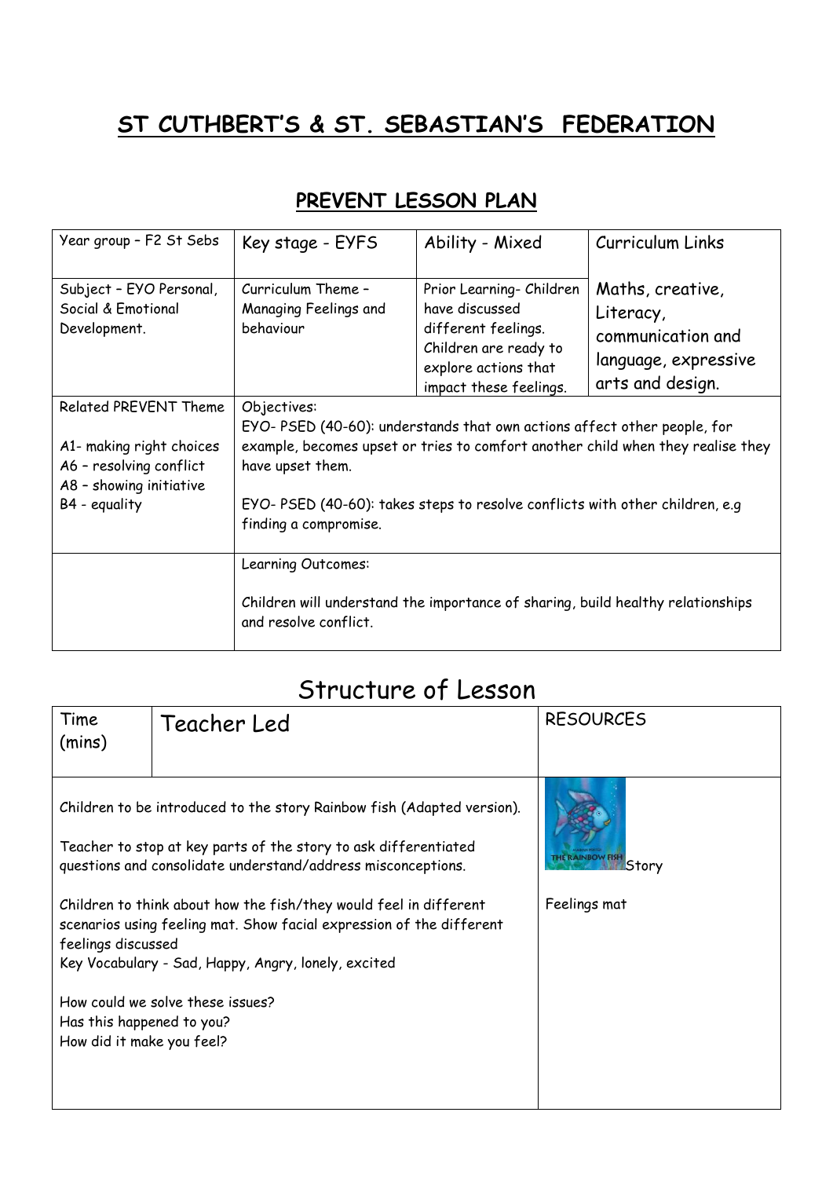# ST CUTHBERT'S & ST. SEBASTIAN'S FEDERATION

## PREVENT LESSON PLAN

| Year group – F2 St Sebs | Key stage - EYFS | Ability - Mixed | Curriculum Links |
|---|---|---|---|
| Subject – EYO Personal, Social & Emotional Development. | Curriculum Theme – Managing Feelings and behaviour | Prior Learning- Children have discussed different feelings. Children are ready to explore actions that impact these feelings. | Maths, creative, Literacy, communication and language, expressive arts and design. |
| Related PREVENT Theme<br><br>A1- making right choices<br>A6 – resolving conflict<br>A8 – showing initiative<br>B4 - equality | Objectives:<br>EYO- PSED (40-60): understands that own actions affect other people, for example, becomes upset or tries to comfort another child when they realise they have upset them.<br><br>EYO- PSED (40-60): takes steps to resolve conflicts with other children, e.g finding a compromise. | | |
| | Learning Outcomes:<br><br>Children will understand the importance of sharing, build healthy relationships and resolve conflict. | | |

# Structure of Lesson

| Time (mins) | Teacher Led | RESOURCES |
|---|---|---|
| Children to be introduced to the story Rainbow fish (Adapted version).<br><br>Teacher to stop at key parts of the story to ask differentiated questions and consolidate understand/address misconceptions.<br><br>Children to think about how the fish/they would feel in different scenarios using feeling mat. Show facial expression of the different feelings discussed<br>Key Vocabulary - Sad, Happy, Angry, lonely, excited<br><br>How could we solve these issues?<br>Has this happened to you?<br>How did it make you feel? | | THE RAINBOW FISH Story<br><br>Feelings mat |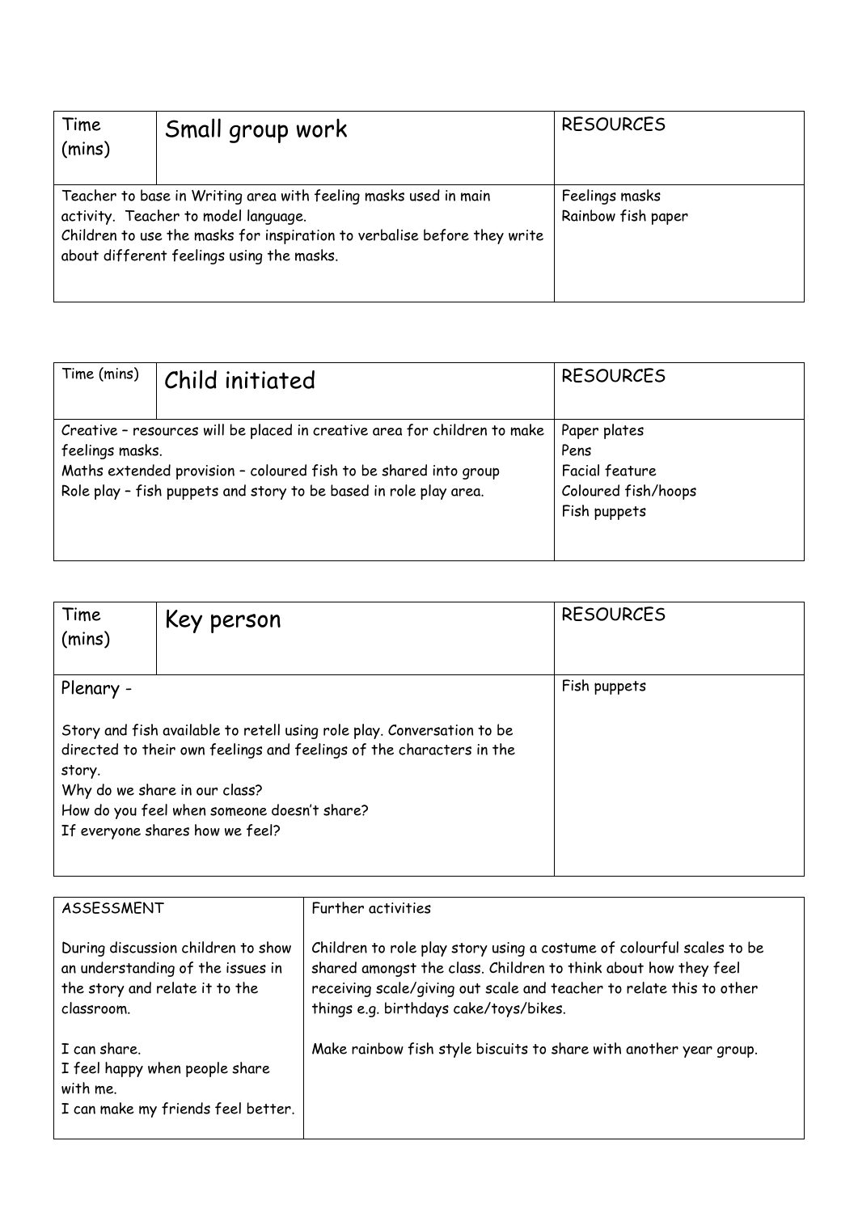| Time (mins) | Small group work | RESOURCES |
|---|---|---|
| Teacher to base in Writing area with feeling masks used in main activity. Teacher to model language.<br>Children to use the masks for inspiration to verbalise before they write about different feelings using the masks. | | Feelings masks<br>Rainbow fish paper |

| Time (mins) | Child initiated | RESOURCES |
|---|---|---|
| Creative – resources will be placed in creative area for children to make feelings masks.<br>Maths extended provision – coloured fish to be shared into group<br>Role play – fish puppets and story to be based in role play area. | | Paper plates<br>Pens<br>Facial feature<br>Coloured fish/hoops<br>Fish puppets |

| Time (mins) | Key person | RESOURCES |
|---|---|---|
| Plenary -<br><br>Story and fish available to retell using role play. Conversation to be directed to their own feelings and feelings of the characters in the story.<br>Why do we share in our class?<br>How do you feel when someone doesn't share?<br>If everyone shares how we feel? | | Fish puppets |

| ASSESSMENT | Further activities |
|---|---|
| During discussion children to show an understanding of the issues in the story and relate it to the classroom.<br><br>I can share.<br>I feel happy when people share with me.<br>I can make my friends feel better. | Children to role play story using a costume of colourful scales to be shared amongst the class. Children to think about how they feel receiving scale/giving out scale and teacher to relate this to other things e.g. birthdays cake/toys/bikes.<br><br>Make rainbow fish style biscuits to share with another year group. |